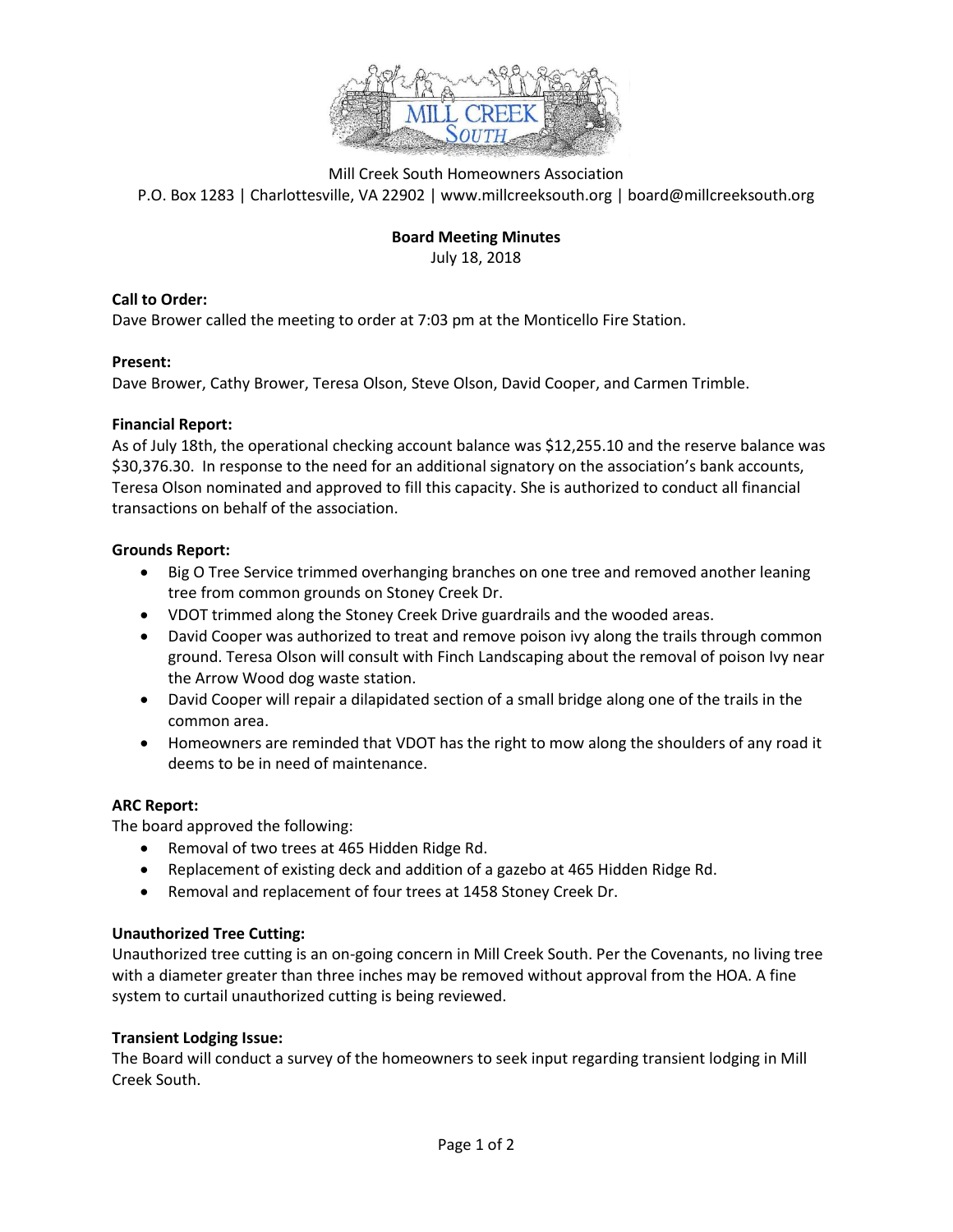Mill Creek South Homeowners Association
P.O. Box 1283 | Charlottesville, VA 22902 | www.millcreeksouth.org | board@millcreeksouth.org

# Board Meeting Minutes

July 18, 2018

**Call to Order:**
Dave Brower called the meeting to order at 7:03 pm at the Monticello Fire Station.

**Present:**
Dave Brower, Cathy Brower, Teresa Olson, Steve Olson, David Cooper, and Carmen Trimble.

**Financial Report:**
As of July 18th, the operational checking account balance was $12,255.10 and the reserve balance was $30,376.30. In response to the need for an additional signatory on the association's bank accounts, Teresa Olson nominated and approved to fill this capacity. She is authorized to conduct all financial transactions on behalf of the association.

**Grounds Report:**

- Big O Tree Service trimmed overhanging branches on one tree and removed another leaning tree from common grounds on Stoney Creek Dr.
- VDOT trimmed along the Stoney Creek Drive guardrails and the wooded areas.
- David Cooper was authorized to treat and remove poison ivy along the trails through common ground. Teresa Olson will consult with Finch Landscaping about the removal of poison Ivy near the Arrow Wood dog waste station.
- David Cooper will repair a dilapidated section of a small bridge along one of the trails in the common area.
- Homeowners are reminded that VDOT has the right to mow along the shoulders of any road it deems to be in need of maintenance.

**ARC Report:**
The board approved the following:

- Removal of two trees at 465 Hidden Ridge Rd.
- Replacement of existing deck and addition of a gazebo at 465 Hidden Ridge Rd.
- Removal and replacement of four trees at 1458 Stoney Creek Dr.

**Unauthorized Tree Cutting:**
Unauthorized tree cutting is an on-going concern in Mill Creek South. Per the Covenants, no living tree with a diameter greater than three inches may be removed without approval from the HOA. A fine system to curtail unauthorized cutting is being reviewed.

**Transient Lodging Issue:**
The Board will conduct a survey of the homeowners to seek input regarding transient lodging in Mill Creek South.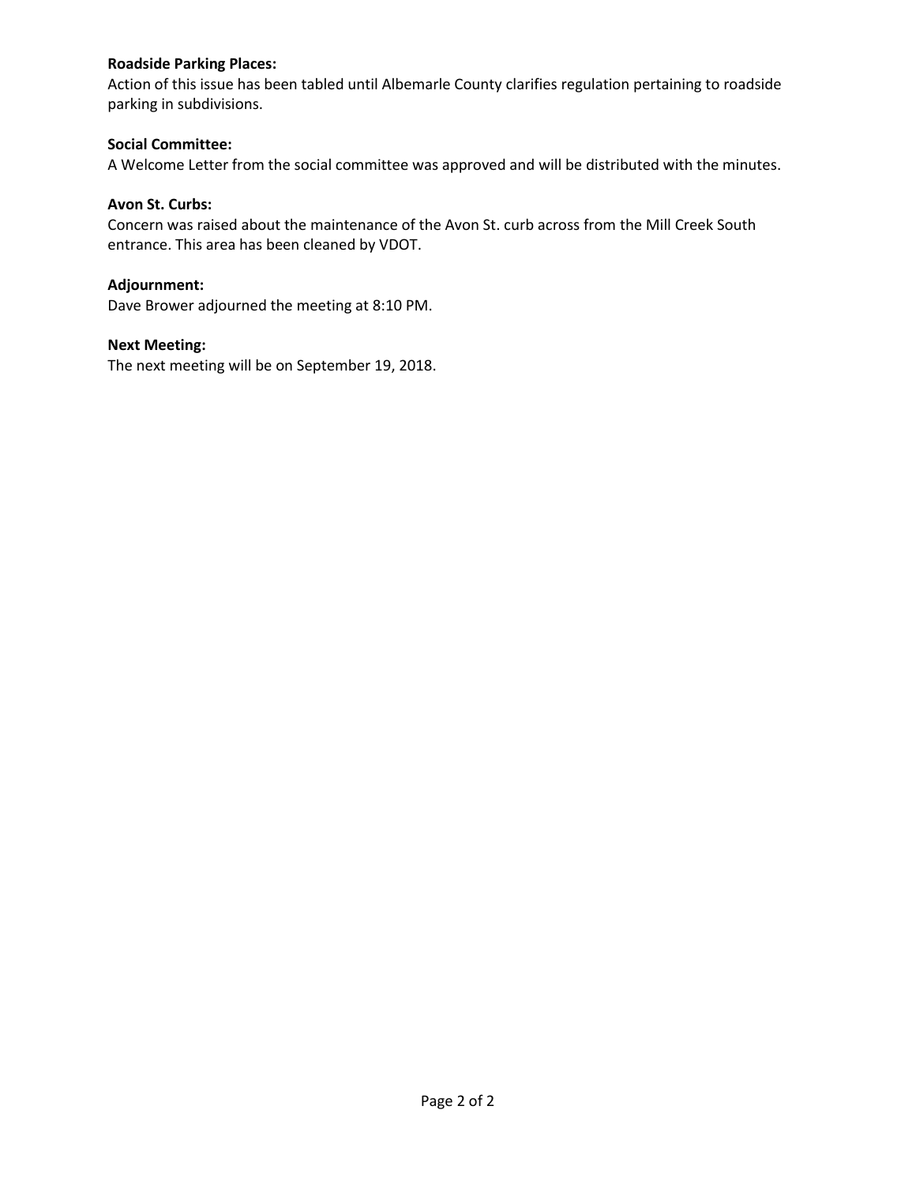**Roadside Parking Places:**
Action of this issue has been tabled until Albemarle County clarifies regulation pertaining to roadside parking in subdivisions.

**Social Committee:**
A Welcome Letter from the social committee was approved and will be distributed with the minutes.

**Avon St. Curbs:**
Concern was raised about the maintenance of the Avon St. curb across from the Mill Creek South entrance. This area has been cleaned by VDOT.

**Adjournment:**
Dave Brower adjourned the meeting at 8:10 PM.

**Next Meeting:**
The next meeting will be on September 19, 2018.